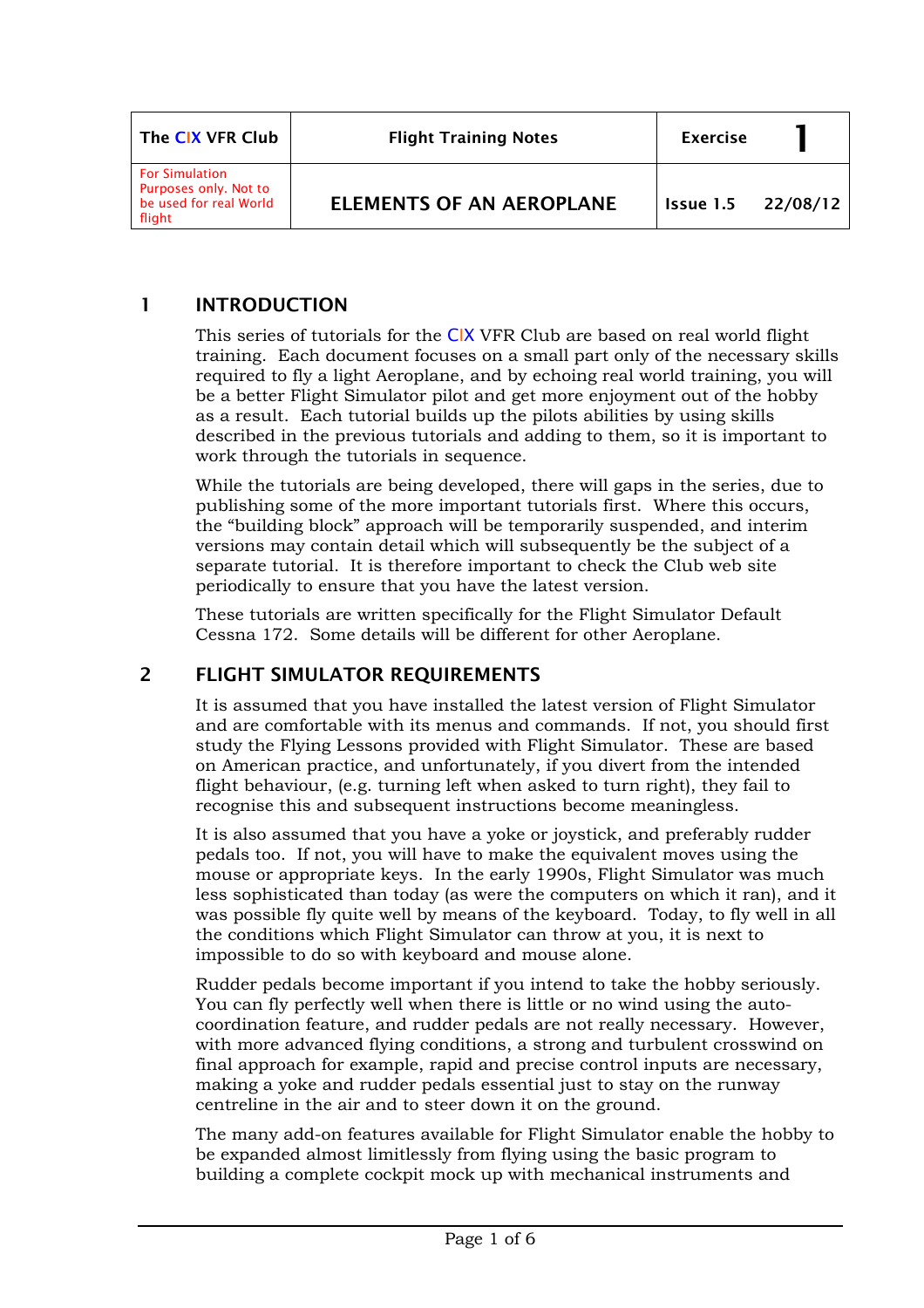| The CIX VFR Club | Flight Training Notes | Exercise | 1 |
|---|---|---|---|
| For Simulation Purposes only. Not to be used for real World flight | ELEMENTS OF AN AEROPLANE | Issue 1.5 | 22/08/12 |

## 1 INTRODUCTION

This series of tutorials for the CIX VFR Club are based on real world flight training. Each document focuses on a small part only of the necessary skills required to fly a light Aeroplane, and by echoing real world training, you will be a better Flight Simulator pilot and get more enjoyment out of the hobby as a result. Each tutorial builds up the pilots abilities by using skills described in the previous tutorials and adding to them, so it is important to work through the tutorials in sequence.

While the tutorials are being developed, there will gaps in the series, due to publishing some of the more important tutorials first. Where this occurs, the "building block" approach will be temporarily suspended, and interim versions may contain detail which will subsequently be the subject of a separate tutorial. It is therefore important to check the Club web site periodically to ensure that you have the latest version.

These tutorials are written specifically for the Flight Simulator Default Cessna 172. Some details will be different for other Aeroplane.

## 2 FLIGHT SIMULATOR REQUIREMENTS

It is assumed that you have installed the latest version of Flight Simulator and are comfortable with its menus and commands. If not, you should first study the Flying Lessons provided with Flight Simulator. These are based on American practice, and unfortunately, if you divert from the intended flight behaviour, (e.g. turning left when asked to turn right), they fail to recognise this and subsequent instructions become meaningless.

It is also assumed that you have a yoke or joystick, and preferably rudder pedals too. If not, you will have to make the equivalent moves using the mouse or appropriate keys. In the early 1990s, Flight Simulator was much less sophisticated than today (as were the computers on which it ran), and it was possible fly quite well by means of the keyboard. Today, to fly well in all the conditions which Flight Simulator can throw at you, it is next to impossible to do so with keyboard and mouse alone.

Rudder pedals become important if you intend to take the hobby seriously. You can fly perfectly well when there is little or no wind using the auto-coordination feature, and rudder pedals are not really necessary. However, with more advanced flying conditions, a strong and turbulent crosswind on final approach for example, rapid and precise control inputs are necessary, making a yoke and rudder pedals essential just to stay on the runway centreline in the air and to steer down it on the ground.

The many add-on features available for Flight Simulator enable the hobby to be expanded almost limitlessly from flying using the basic program to building a complete cockpit mock up with mechanical instruments and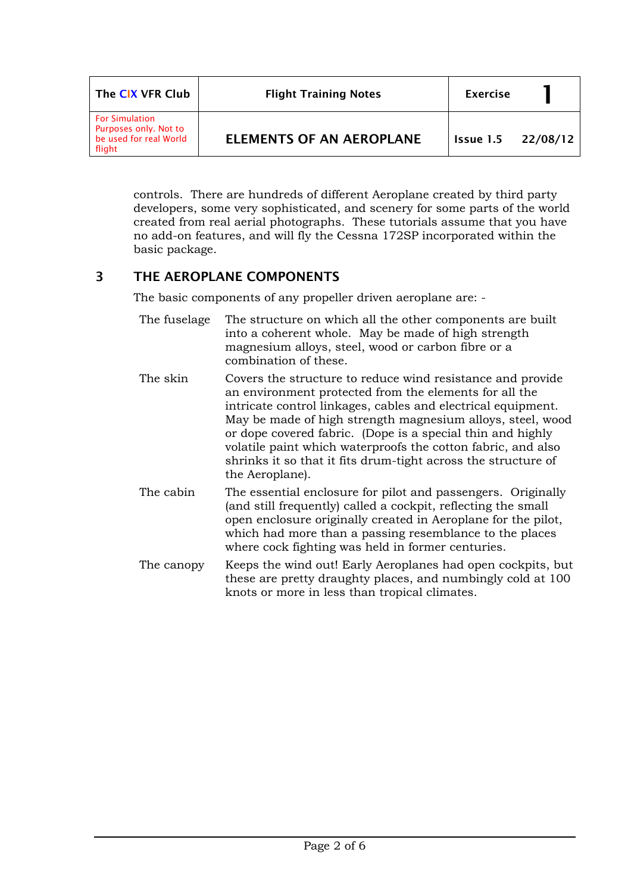controls. There are hundreds of different Aeroplane created by third party developers, some very sophisticated, and scenery for some parts of the world created from real aerial photographs. These tutorials assume that you have no add-on features, and will fly the Cessna 172SP incorporated within the basic package.

## 3 THE AEROPLANE COMPONENTS

The basic components of any propeller driven aeroplane are: -

| | |
|---|---|
| The fuselage | The structure on which all the other components are built into a coherent whole. May be made of high strength magnesium alloys, steel, wood or carbon fibre or a combination of these. |
| The skin | Covers the structure to reduce wind resistance and provide an environment protected from the elements for all the intricate control linkages, cables and electrical equipment. May be made of high strength magnesium alloys, steel, wood or dope covered fabric. (Dope is a special thin and highly volatile paint which waterproofs the cotton fabric, and also shrinks it so that it fits drum-tight across the structure of the Aeroplane). |
| The cabin | The essential enclosure for pilot and passengers. Originally (and still frequently) called a cockpit, reflecting the small open enclosure originally created in Aeroplane for the pilot, which had more than a passing resemblance to the places where cock fighting was held in former centuries. |
| The canopy | Keeps the wind out! Early Aeroplanes had open cockpits, but these are pretty draughty places, and numbingly cold at 100 knots or more in less than tropical climates. |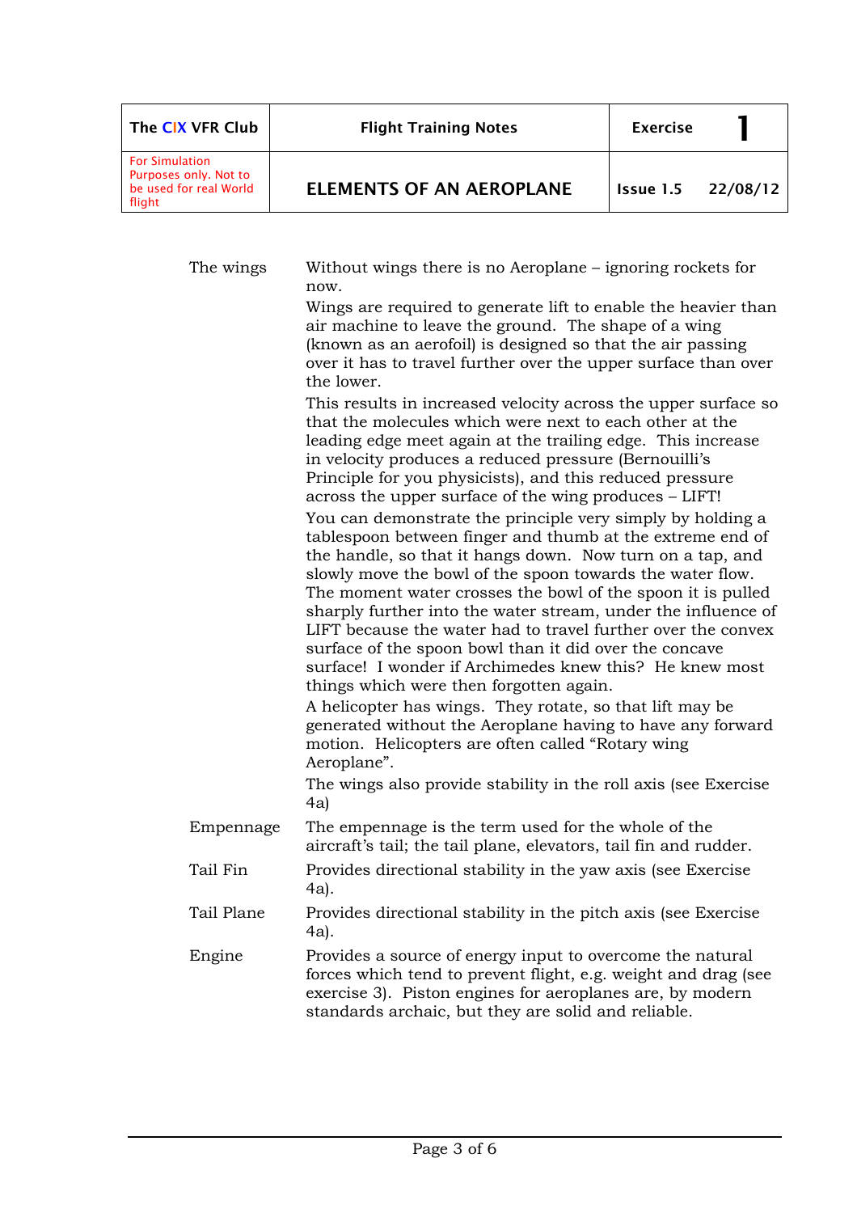| The CIX VFR Club | Flight Training Notes | Exercise 1 |
|---|---|---|
| For Simulation Purposes only. Not to be used for real World flight | ELEMENTS OF AN AEROPLANE | Issue 1.5    22/08/12 |

**The wings**

Without wings there is no Aeroplane – ignoring rockets for now.

Wings are required to generate lift to enable the heavier than air machine to leave the ground. The shape of a wing (known as an aerofoil) is designed so that the air passing over it has to travel further over the upper surface than over the lower.

This results in increased velocity across the upper surface so that the molecules which were next to each other at the leading edge meet again at the trailing edge. This increase in velocity produces a reduced pressure (Bernouilli's Principle for you physicists), and this reduced pressure across the upper surface of the wing produces – LIFT!

You can demonstrate the principle very simply by holding a tablespoon between finger and thumb at the extreme end of the handle, so that it hangs down. Now turn on a tap, and slowly move the bowl of the spoon towards the water flow. The moment water crosses the bowl of the spoon it is pulled sharply further into the water stream, under the influence of LIFT because the water had to travel further over the convex surface of the spoon bowl than it did over the concave surface! I wonder if Archimedes knew this? He knew most things which were then forgotten again.

A helicopter has wings. They rotate, so that lift may be generated without the Aeroplane having to have any forward motion. Helicopters are often called "Rotary wing Aeroplane".

The wings also provide stability in the roll axis (see Exercise 4a)

**Empennage**

The empennage is the term used for the whole of the aircraft's tail; the tail plane, elevators, tail fin and rudder.

**Tail Fin**

Provides directional stability in the yaw axis (see Exercise 4a).

**Tail Plane**

Provides directional stability in the pitch axis (see Exercise 4a).

**Engine**

Provides a source of energy input to overcome the natural forces which tend to prevent flight, e.g. weight and drag (see exercise 3). Piston engines for aeroplanes are, by modern standards archaic, but they are solid and reliable.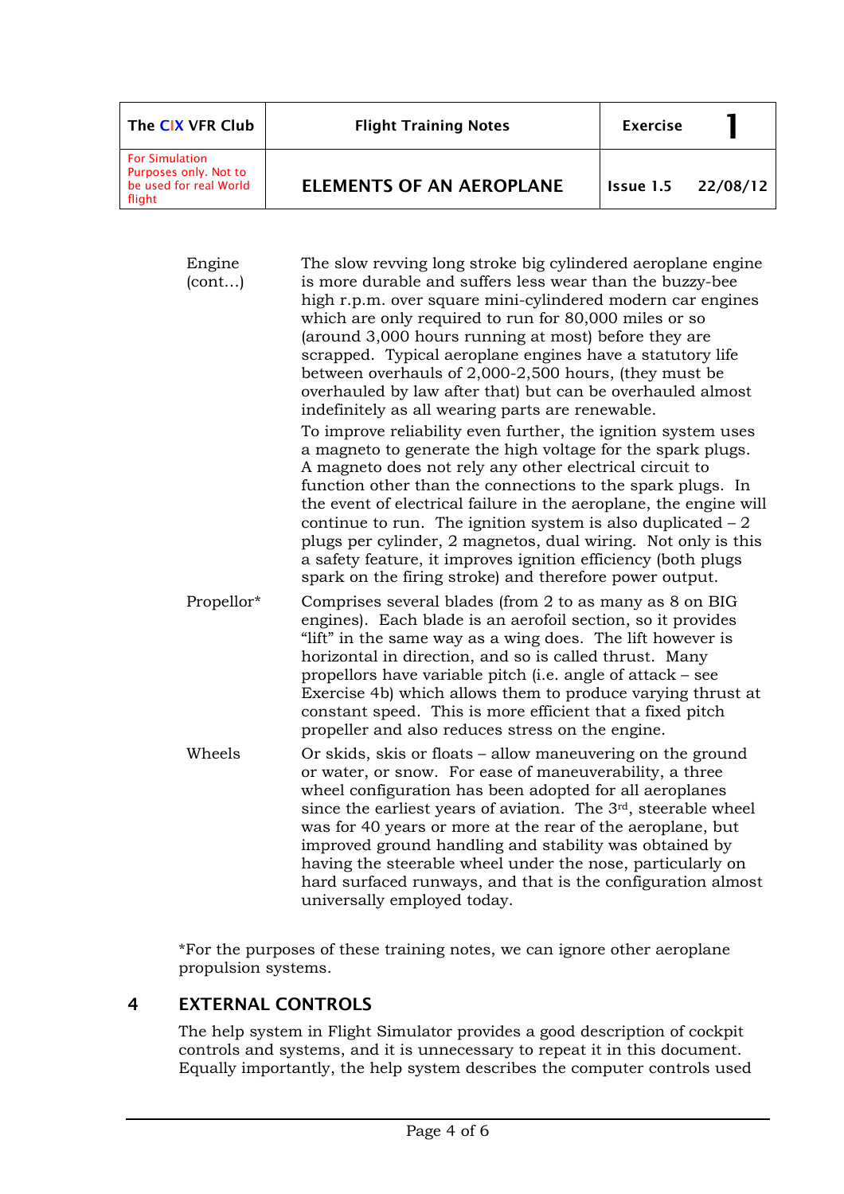| Term | Description |
|---|---|
| Engine (cont…) | The slow revving long stroke big cylindered aeroplane engine is more durable and suffers less wear than the buzzy-bee high r.p.m. over square mini-cylindered modern car engines which are only required to run for 80,000 miles or so (around 3,000 hours running at most) before they are scrapped. Typical aeroplane engines have a statutory life between overhauls of 2,000-2,500 hours, (they must be overhauled by law after that) but can be overhauled almost indefinitely as all wearing parts are renewable.<br><br>To improve reliability even further, the ignition system uses a magneto to generate the high voltage for the spark plugs. A magneto does not rely any other electrical circuit to function other than the connections to the spark plugs. In the event of electrical failure in the aeroplane, the engine will continue to run. The ignition system is also duplicated – 2 plugs per cylinder, 2 magnetos, dual wiring. Not only is this a safety feature, it improves ignition efficiency (both plugs spark on the firing stroke) and therefore power output. |
| Propellor* | Comprises several blades (from 2 to as many as 8 on BIG engines). Each blade is an aerofoil section, so it provides "lift" in the same way as a wing does. The lift however is horizontal in direction, and so is called thrust. Many propellors have variable pitch (i.e. angle of attack – see Exercise 4b) which allows them to produce varying thrust at constant speed. This is more efficient that a fixed pitch propeller and also reduces stress on the engine. |
| Wheels | Or skids, skis or floats – allow maneuvering on the ground or water, or snow. For ease of maneuverability, a three wheel configuration has been adopted for all aeroplanes since the earliest years of aviation. The 3rd, steerable wheel was for 40 years or more at the rear of the aeroplane, but improved ground handling and stability was obtained by having the steerable wheel under the nose, particularly on hard surfaced runways, and that is the configuration almost universally employed today. |

*For the purposes of these training notes, we can ignore other aeroplane propulsion systems.

## 4 EXTERNAL CONTROLS

The help system in Flight Simulator provides a good description of cockpit controls and systems, and it is unnecessary to repeat it in this document. Equally importantly, the help system describes the computer controls used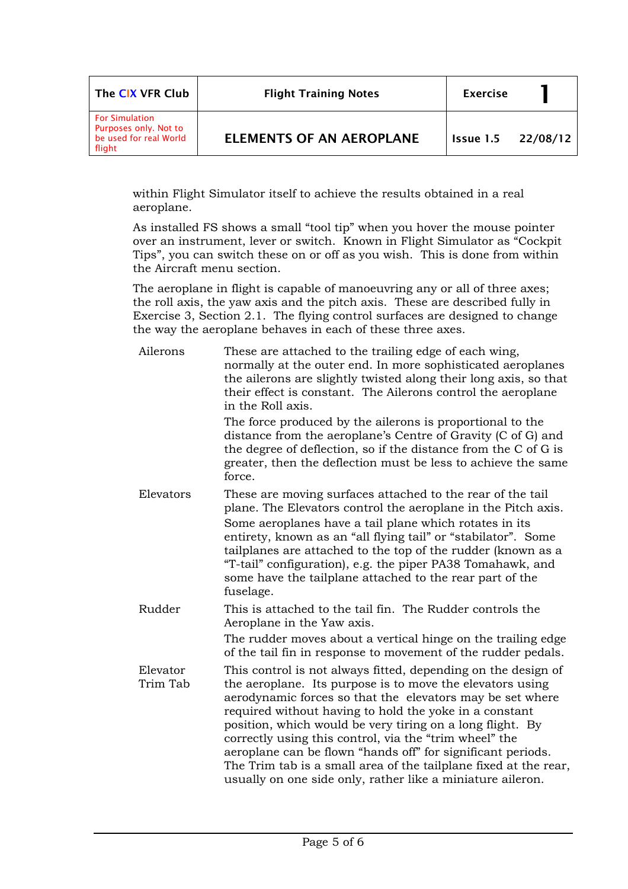within Flight Simulator itself to achieve the results obtained in a real aeroplane.

As installed FS shows a small “tool tip” when you hover the mouse pointer over an instrument, lever or switch. Known in Flight Simulator as “Cockpit Tips”, you can switch these on or off as you wish. This is done from within the Aircraft menu section.

The aeroplane in flight is capable of manoeuvring any or all of three axes; the roll axis, the yaw axis and the pitch axis. These are described fully in Exercise 3, Section 2.1. The flying control surfaces are designed to change the way the aeroplane behaves in each of these three axes.

**Ailerons**

These are attached to the trailing edge of each wing, normally at the outer end. In more sophisticated aeroplanes the ailerons are slightly twisted along their long axis, so that their effect is constant. The Ailerons control the aeroplane in the Roll axis.

The force produced by the ailerons is proportional to the distance from the aeroplane’s Centre of Gravity (C of G) and the degree of deflection, so if the distance from the C of G is greater, then the deflection must be less to achieve the same force.

**Elevators**

These are moving surfaces attached to the rear of the tail plane. The Elevators control the aeroplane in the Pitch axis.

Some aeroplanes have a tail plane which rotates in its entirety, known as an “all flying tail” or “stabilator”. Some tailplanes are attached to the top of the rudder (known as a “T-tail” configuration), e.g. the piper PA38 Tomahawk, and some have the tailplane attached to the rear part of the fuselage.

**Rudder**

This is attached to the tail fin. The Rudder controls the Aeroplane in the Yaw axis.

The rudder moves about a vertical hinge on the trailing edge of the tail fin in response to movement of the rudder pedals.

**Elevator Trim Tab**

This control is not always fitted, depending on the design of the aeroplane. Its purpose is to move the elevators using aerodynamic forces so that the elevators may be set where required without having to hold the yoke in a constant position, which would be very tiring on a long flight. By correctly using this control, via the “trim wheel” the aeroplane can be flown “hands off” for significant periods. The Trim tab is a small area of the tailplane fixed at the rear, usually on one side only, rather like a miniature aileron.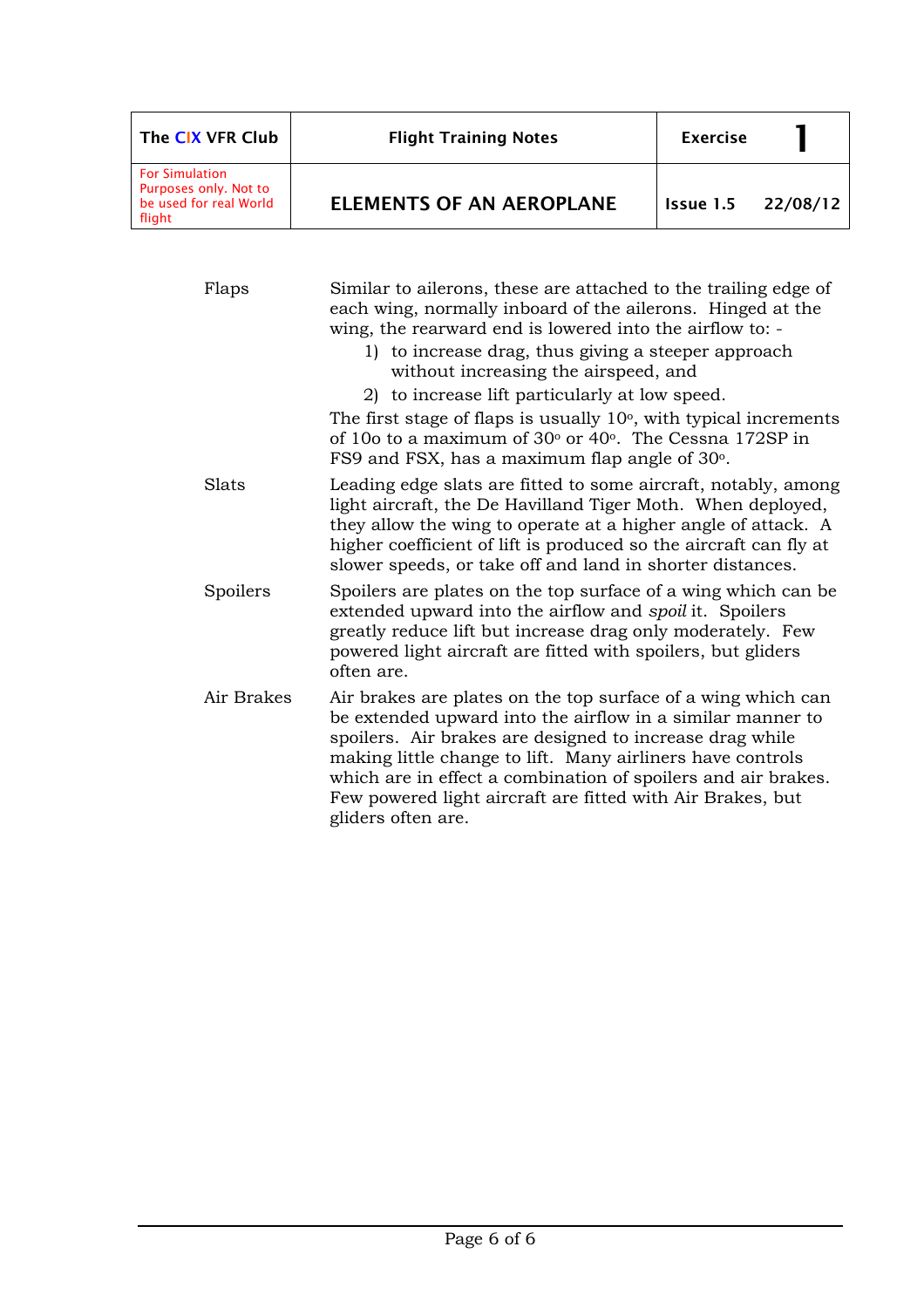| Term | Description |
|---|---|
| Flaps | Similar to ailerons, these are attached to the trailing edge of each wing, normally inboard of the ailerons. Hinged at the wing, the rearward end is lowered into the airflow to: - 1) to increase drag, thus giving a steeper approach without increasing the airspeed, and 2) to increase lift particularly at low speed. The first stage of flaps is usually 10°, with typical increments of 10o to a maximum of 30° or 40°. The Cessna 172SP in FS9 and FSX, has a maximum flap angle of 30°. |
| Slats | Leading edge slats are fitted to some aircraft, notably, among light aircraft, the De Havilland Tiger Moth. When deployed, they allow the wing to operate at a higher angle of attack. A higher coefficient of lift is produced so the aircraft can fly at slower speeds, or take off and land in shorter distances. |
| Spoilers | Spoilers are plates on the top surface of a wing which can be extended upward into the airflow and *spoil* it. Spoilers greatly reduce lift but increase drag only moderately. Few powered light aircraft are fitted with spoilers, but gliders often are. |
| Air Brakes | Air brakes are plates on the top surface of a wing which can be extended upward into the airflow in a similar manner to spoilers. Air brakes are designed to increase drag while making little change to lift. Many airliners have controls which are in effect a combination of spoilers and air brakes. Few powered light aircraft are fitted with Air Brakes, but gliders often are. |